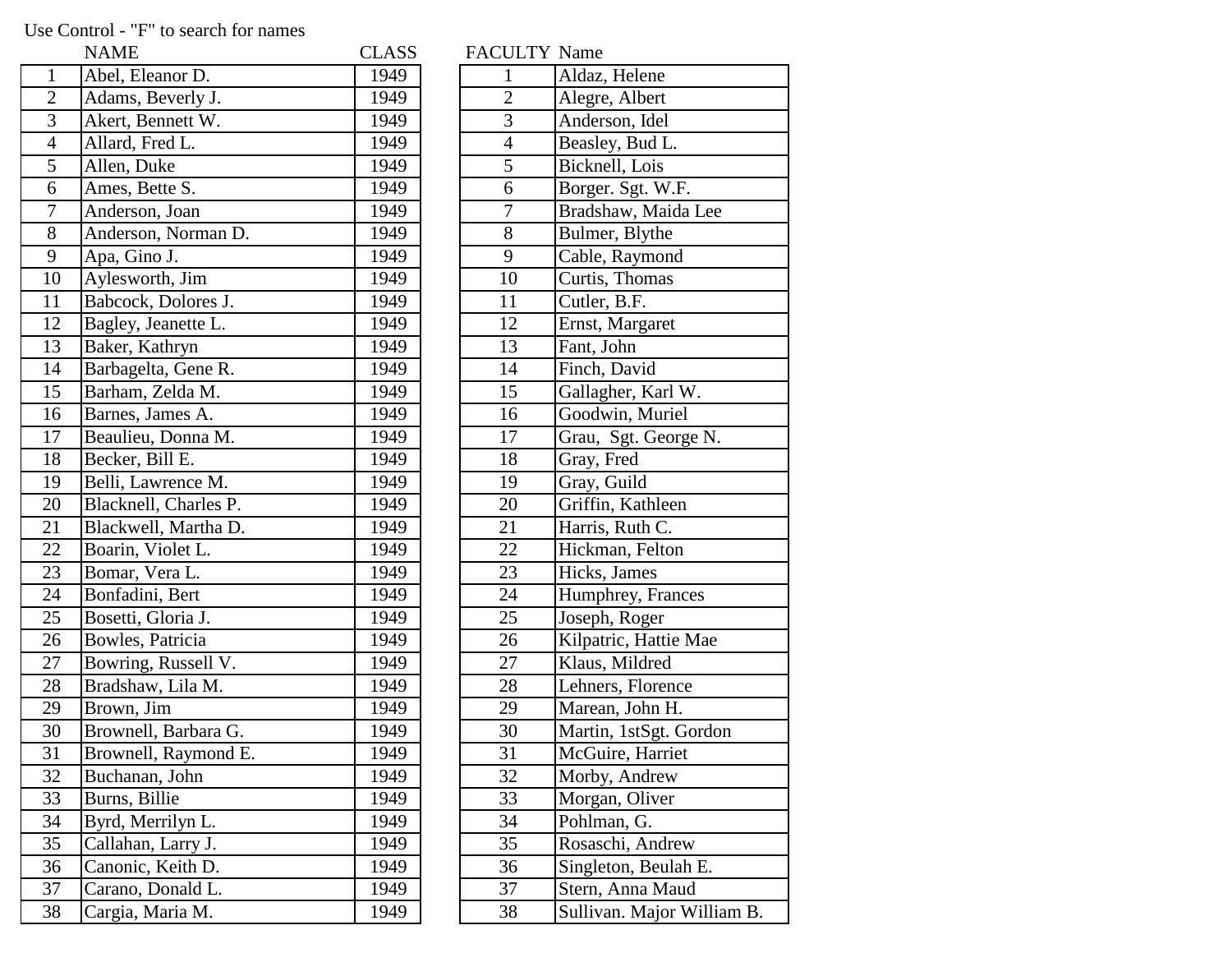Use Control - "F" to search for names

| | NAME | CLASS |
|---|---|---|
| 1 | Abel, Eleanor D. | 1949 |
| 2 | Adams, Beverly J. | 1949 |
| 3 | Akert, Bennett W. | 1949 |
| 4 | Allard, Fred L. | 1949 |
| 5 | Allen, Duke | 1949 |
| 6 | Ames, Bette S. | 1949 |
| 7 | Anderson, Joan | 1949 |
| 8 | Anderson, Norman D. | 1949 |
| 9 | Apa, Gino J. | 1949 |
| 10 | Aylesworth, Jim | 1949 |
| 11 | Babcock, Dolores J. | 1949 |
| 12 | Bagley, Jeanette L. | 1949 |
| 13 | Baker, Kathryn | 1949 |
| 14 | Barbagelta, Gene R. | 1949 |
| 15 | Barham, Zelda M. | 1949 |
| 16 | Barnes, James A. | 1949 |
| 17 | Beaulieu, Donna M. | 1949 |
| 18 | Becker, Bill E. | 1949 |
| 19 | Belli, Lawrence M. | 1949 |
| 20 | Blacknell, Charles P. | 1949 |
| 21 | Blackwell, Martha D. | 1949 |
| 22 | Boarin, Violet L. | 1949 |
| 23 | Bomar, Vera L. | 1949 |
| 24 | Bonfadini, Bert | 1949 |
| 25 | Bosetti, Gloria J. | 1949 |
| 26 | Bowles, Patricia | 1949 |
| 27 | Bowring, Russell V. | 1949 |
| 28 | Bradshaw, Lila M. | 1949 |
| 29 | Brown, Jim | 1949 |
| 30 | Brownell, Barbara G. | 1949 |
| 31 | Brownell, Raymond E. | 1949 |
| 32 | Buchanan, John | 1949 |
| 33 | Burns, Billie | 1949 |
| 34 | Byrd, Merrilyn L. | 1949 |
| 35 | Callahan, Larry J. | 1949 |
| 36 | Canonic, Keith D. | 1949 |
| 37 | Carano, Donald L. | 1949 |
| 38 | Cargia, Maria M. | 1949 |

| FACULTY | Name |
|---|---|
| 1 | Aldaz, Helene |
| 2 | Alegre, Albert |
| 3 | Anderson, Idel |
| 4 | Beasley, Bud L. |
| 5 | Bicknell, Lois |
| 6 | Borger. Sgt. W.F. |
| 7 | Bradshaw, Maida Lee |
| 8 | Bulmer, Blythe |
| 9 | Cable, Raymond |
| 10 | Curtis, Thomas |
| 11 | Cutler, B.F. |
| 12 | Ernst, Margaret |
| 13 | Fant, John |
| 14 | Finch, David |
| 15 | Gallagher, Karl W. |
| 16 | Goodwin, Muriel |
| 17 | Grau, Sgt. George N. |
| 18 | Gray, Fred |
| 19 | Gray, Guild |
| 20 | Griffin, Kathleen |
| 21 | Harris, Ruth C. |
| 22 | Hickman, Felton |
| 23 | Hicks, James |
| 24 | Humphrey, Frances |
| 25 | Joseph, Roger |
| 26 | Kilpatric, Hattie Mae |
| 27 | Klaus, Mildred |
| 28 | Lehners, Florence |
| 29 | Marean, John H. |
| 30 | Martin, 1stSgt. Gordon |
| 31 | McGuire, Harriet |
| 32 | Morby, Andrew |
| 33 | Morgan, Oliver |
| 34 | Pohlman, G. |
| 35 | Rosaschi, Andrew |
| 36 | Singleton, Beulah E. |
| 37 | Stern, Anna Maud |
| 38 | Sullivan. Major William B. |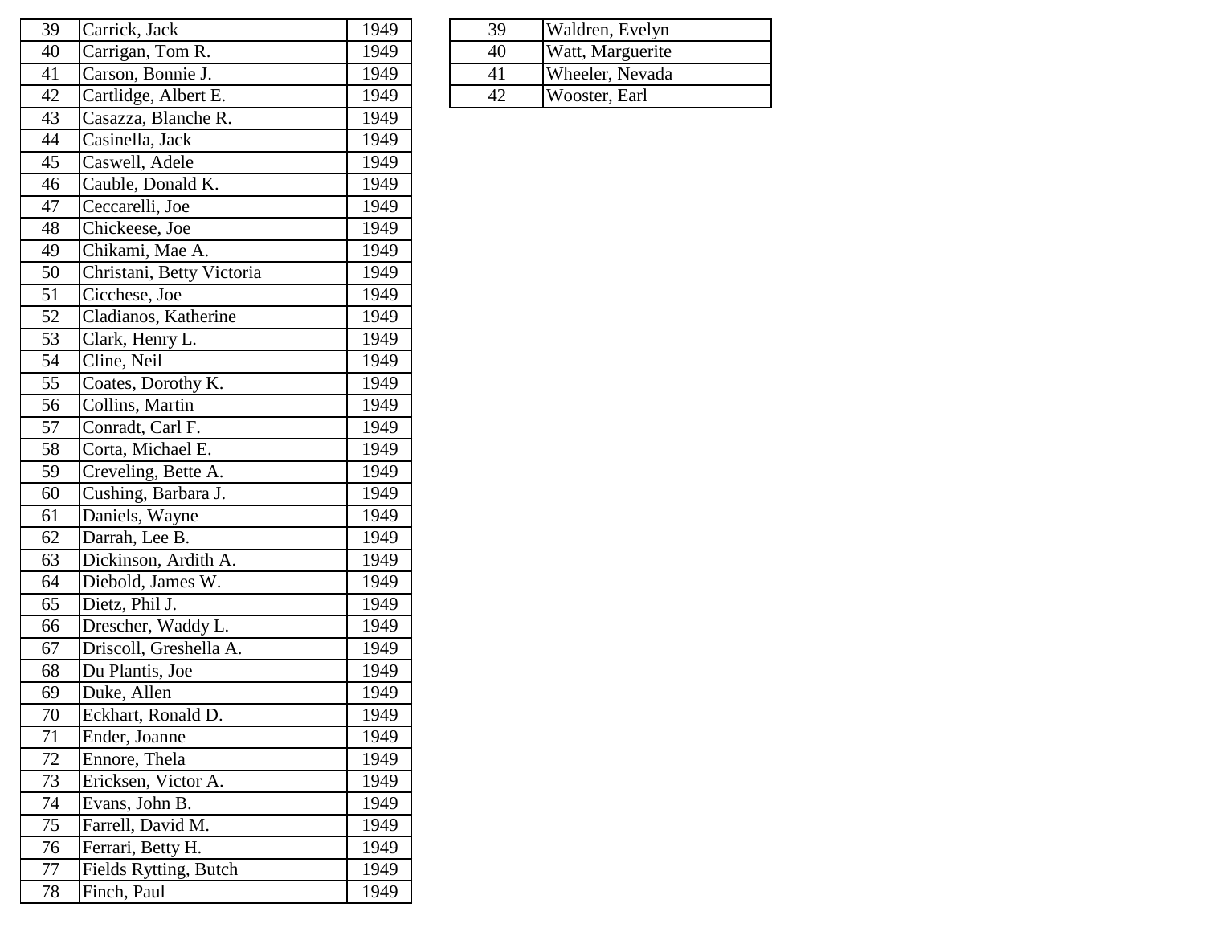| | | |
|---|---|---|
| 39 | Carrick, Jack | 1949 |
| 40 | Carrigan, Tom R. | 1949 |
| 41 | Carson, Bonnie J. | 1949 |
| 42 | Cartlidge, Albert E. | 1949 |
| 43 | Casazza, Blanche R. | 1949 |
| 44 | Casinella, Jack | 1949 |
| 45 | Caswell, Adele | 1949 |
| 46 | Cauble, Donald K. | 1949 |
| 47 | Ceccarelli, Joe | 1949 |
| 48 | Chickeese, Joe | 1949 |
| 49 | Chikami, Mae A. | 1949 |
| 50 | Christani, Betty Victoria | 1949 |
| 51 | Cicchese, Joe | 1949 |
| 52 | Cladianos, Katherine | 1949 |
| 53 | Clark, Henry L. | 1949 |
| 54 | Cline, Neil | 1949 |
| 55 | Coates, Dorothy K. | 1949 |
| 56 | Collins, Martin | 1949 |
| 57 | Conradt, Carl F. | 1949 |
| 58 | Corta, Michael E. | 1949 |
| 59 | Creveling, Bette A. | 1949 |
| 60 | Cushing, Barbara J. | 1949 |
| 61 | Daniels, Wayne | 1949 |
| 62 | Darrah, Lee B. | 1949 |
| 63 | Dickinson, Ardith A. | 1949 |
| 64 | Diebold, James W. | 1949 |
| 65 | Dietz, Phil J. | 1949 |
| 66 | Drescher, Waddy L. | 1949 |
| 67 | Driscoll, Greshella A. | 1949 |
| 68 | Du Plantis, Joe | 1949 |
| 69 | Duke, Allen | 1949 |
| 70 | Eckhart, Ronald D. | 1949 |
| 71 | Ender, Joanne | 1949 |
| 72 | Ennore, Thela | 1949 |
| 73 | Ericksen, Victor A. | 1949 |
| 74 | Evans, John B. | 1949 |
| 75 | Farrell, David M. | 1949 |
| 76 | Ferrari, Betty H. | 1949 |
| 77 | Fields Rytting, Butch | 1949 |
| 78 | Finch, Paul | 1949 |

| | |
|---|---|
| 39 | Waldren, Evelyn |
| 40 | Watt, Marguerite |
| 41 | Wheeler, Nevada |
| 42 | Wooster, Earl |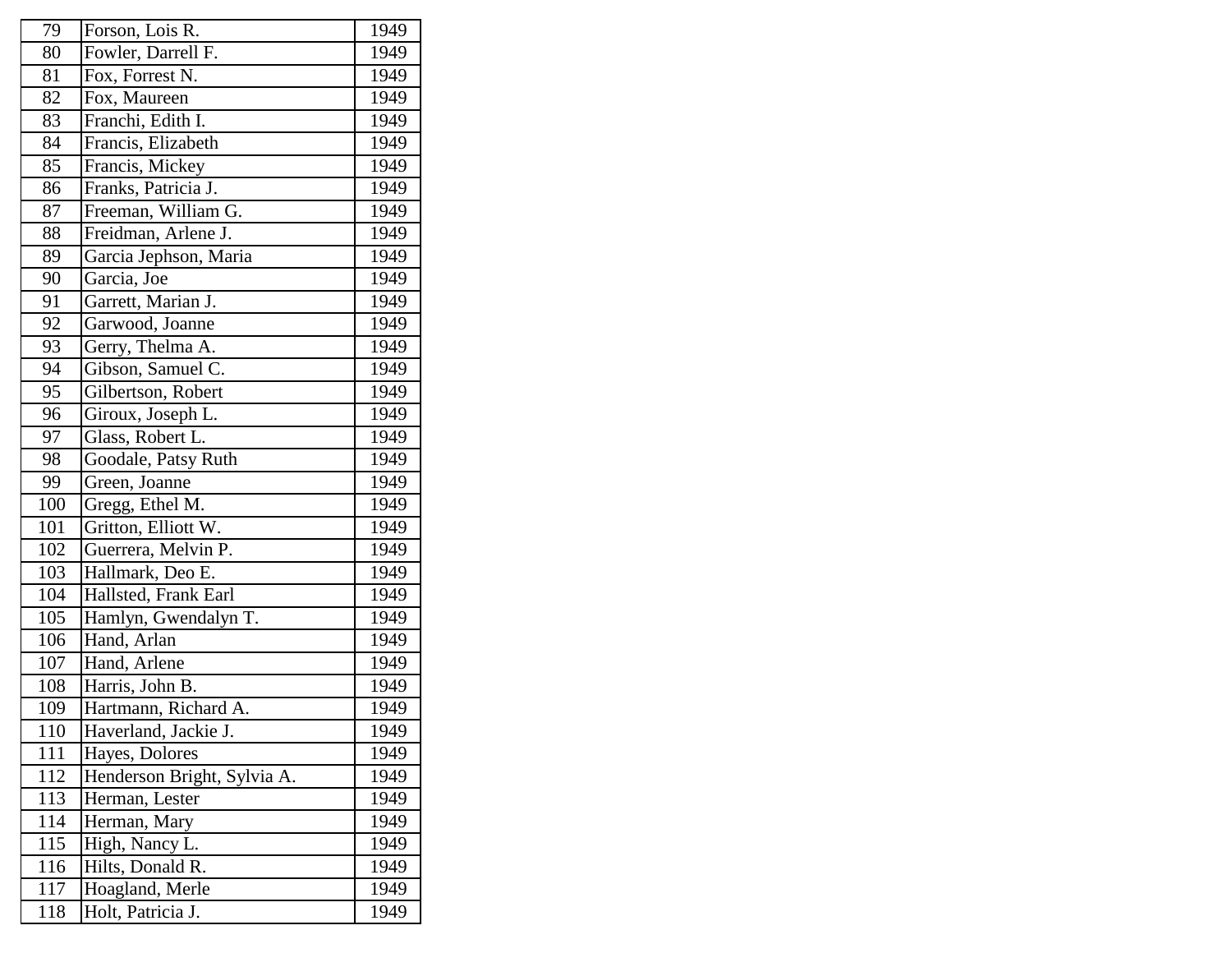| 79 | Forson, Lois R. | 1949 |
|---|---|---|
| 80 | Fowler, Darrell F. | 1949 |
| 81 | Fox, Forrest N. | 1949 |
| 82 | Fox, Maureen | 1949 |
| 83 | Franchi, Edith I. | 1949 |
| 84 | Francis, Elizabeth | 1949 |
| 85 | Francis, Mickey | 1949 |
| 86 | Franks, Patricia J. | 1949 |
| 87 | Freeman, William G. | 1949 |
| 88 | Freidman, Arlene J. | 1949 |
| 89 | Garcia Jephson, Maria | 1949 |
| 90 | Garcia, Joe | 1949 |
| 91 | Garrett, Marian J. | 1949 |
| 92 | Garwood, Joanne | 1949 |
| 93 | Gerry, Thelma A. | 1949 |
| 94 | Gibson, Samuel C. | 1949 |
| 95 | Gilbertson, Robert | 1949 |
| 96 | Giroux, Joseph L. | 1949 |
| 97 | Glass, Robert L. | 1949 |
| 98 | Goodale, Patsy Ruth | 1949 |
| 99 | Green, Joanne | 1949 |
| 100 | Gregg, Ethel M. | 1949 |
| 101 | Gritton, Elliott W. | 1949 |
| 102 | Guerrera, Melvin P. | 1949 |
| 103 | Hallmark, Deo E. | 1949 |
| 104 | Hallsted, Frank Earl | 1949 |
| 105 | Hamlyn, Gwendalyn T. | 1949 |
| 106 | Hand, Arlan | 1949 |
| 107 | Hand, Arlene | 1949 |
| 108 | Harris, John B. | 1949 |
| 109 | Hartmann, Richard A. | 1949 |
| 110 | Haverland, Jackie J. | 1949 |
| 111 | Hayes, Dolores | 1949 |
| 112 | Henderson Bright, Sylvia A. | 1949 |
| 113 | Herman, Lester | 1949 |
| 114 | Herman, Mary | 1949 |
| 115 | High, Nancy L. | 1949 |
| 116 | Hilts, Donald R. | 1949 |
| 117 | Hoagland, Merle | 1949 |
| 118 | Holt, Patricia J. | 1949 |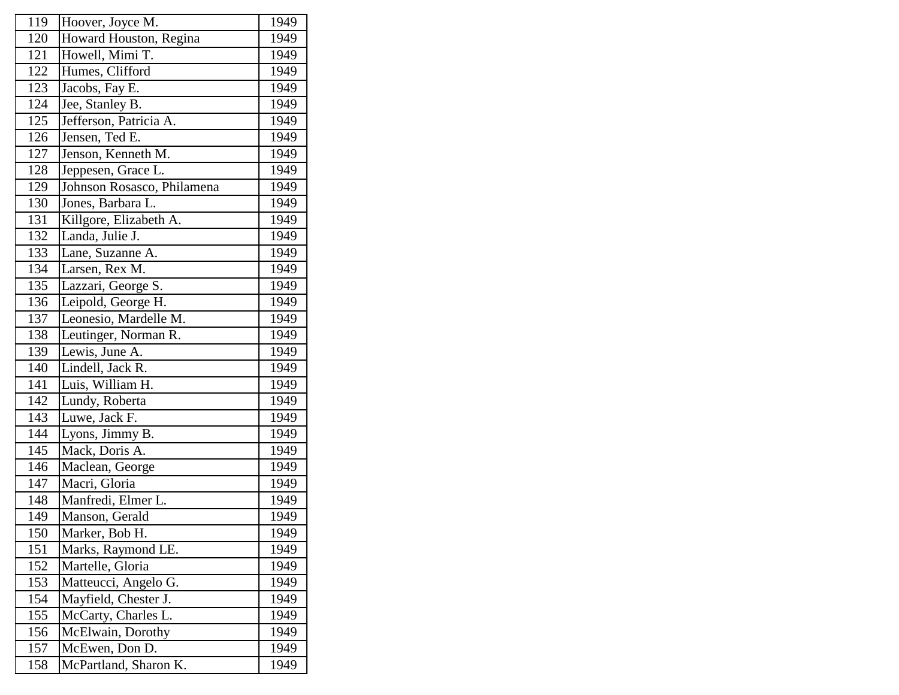| 119 | Hoover, Joyce M. | 1949 |
|---|---|---|
| 120 | Howard Houston, Regina | 1949 |
| 121 | Howell, Mimi T. | 1949 |
| 122 | Humes, Clifford | 1949 |
| 123 | Jacobs, Fay E. | 1949 |
| 124 | Jee, Stanley B. | 1949 |
| 125 | Jefferson, Patricia A. | 1949 |
| 126 | Jensen, Ted E. | 1949 |
| 127 | Jenson, Kenneth M. | 1949 |
| 128 | Jeppesen, Grace L. | 1949 |
| 129 | Johnson Rosasco, Philamena | 1949 |
| 130 | Jones, Barbara L. | 1949 |
| 131 | Killgore, Elizabeth A. | 1949 |
| 132 | Landa, Julie J. | 1949 |
| 133 | Lane, Suzanne A. | 1949 |
| 134 | Larsen, Rex M. | 1949 |
| 135 | Lazzari, George S. | 1949 |
| 136 | Leipold, George H. | 1949 |
| 137 | Leonesio, Mardelle M. | 1949 |
| 138 | Leutinger, Norman R. | 1949 |
| 139 | Lewis, June A. | 1949 |
| 140 | Lindell, Jack R. | 1949 |
| 141 | Luis, William H. | 1949 |
| 142 | Lundy, Roberta | 1949 |
| 143 | Luwe, Jack F. | 1949 |
| 144 | Lyons, Jimmy B. | 1949 |
| 145 | Mack, Doris A. | 1949 |
| 146 | Maclean, George | 1949 |
| 147 | Macri, Gloria | 1949 |
| 148 | Manfredi, Elmer L. | 1949 |
| 149 | Manson, Gerald | 1949 |
| 150 | Marker, Bob H. | 1949 |
| 151 | Marks, Raymond LE. | 1949 |
| 152 | Martelle, Gloria | 1949 |
| 153 | Matteucci, Angelo G. | 1949 |
| 154 | Mayfield, Chester J. | 1949 |
| 155 | McCarty, Charles L. | 1949 |
| 156 | McElwain, Dorothy | 1949 |
| 157 | McEwen, Don D. | 1949 |
| 158 | McPartland, Sharon K. | 1949 |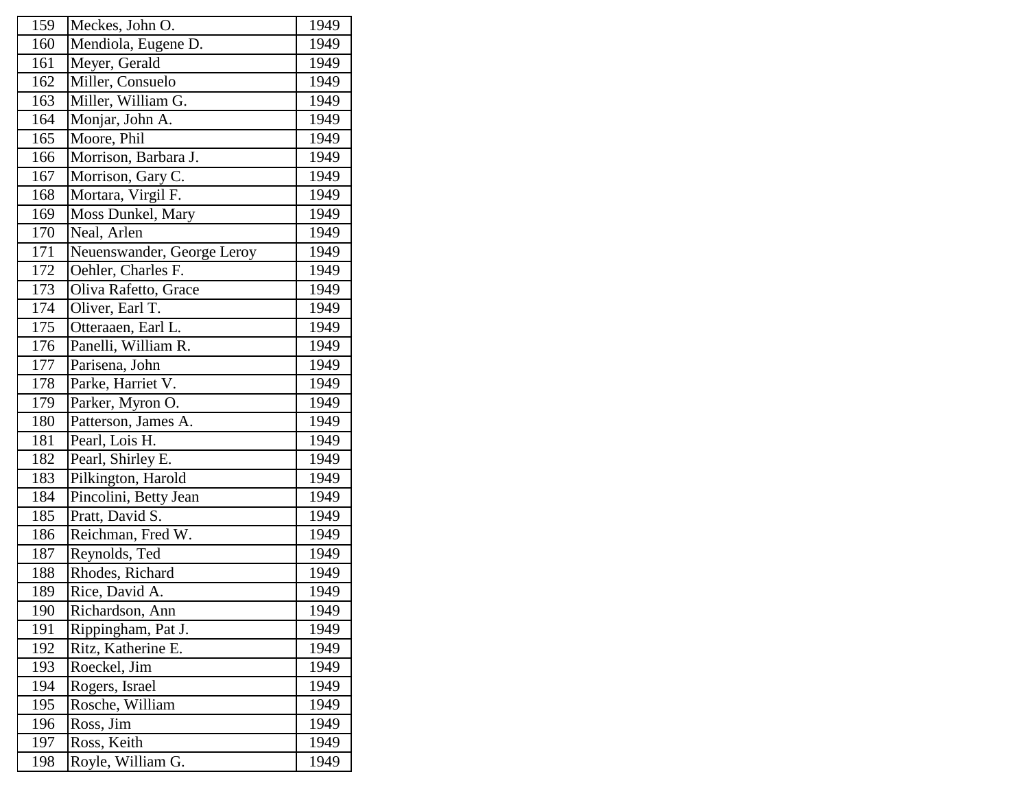| 159 | Meckes, John O. | 1949 |
|---|---|---|
| 160 | Mendiola, Eugene D. | 1949 |
| 161 | Meyer, Gerald | 1949 |
| 162 | Miller, Consuelo | 1949 |
| 163 | Miller, William G. | 1949 |
| 164 | Monjar, John A. | 1949 |
| 165 | Moore, Phil | 1949 |
| 166 | Morrison, Barbara J. | 1949 |
| 167 | Morrison, Gary C. | 1949 |
| 168 | Mortara, Virgil F. | 1949 |
| 169 | Moss Dunkel, Mary | 1949 |
| 170 | Neal, Arlen | 1949 |
| 171 | Neuenswander, George Leroy | 1949 |
| 172 | Oehler, Charles F. | 1949 |
| 173 | Oliva Rafetto, Grace | 1949 |
| 174 | Oliver, Earl T. | 1949 |
| 175 | Otteraaen, Earl L. | 1949 |
| 176 | Panelli, William R. | 1949 |
| 177 | Parisena, John | 1949 |
| 178 | Parke, Harriet V. | 1949 |
| 179 | Parker, Myron O. | 1949 |
| 180 | Patterson, James A. | 1949 |
| 181 | Pearl, Lois H. | 1949 |
| 182 | Pearl, Shirley E. | 1949 |
| 183 | Pilkington, Harold | 1949 |
| 184 | Pincolini, Betty Jean | 1949 |
| 185 | Pratt, David S. | 1949 |
| 186 | Reichman, Fred W. | 1949 |
| 187 | Reynolds, Ted | 1949 |
| 188 | Rhodes, Richard | 1949 |
| 189 | Rice, David A. | 1949 |
| 190 | Richardson, Ann | 1949 |
| 191 | Rippingham, Pat J. | 1949 |
| 192 | Ritz, Katherine E. | 1949 |
| 193 | Roeckel, Jim | 1949 |
| 194 | Rogers, Israel | 1949 |
| 195 | Rosche, William | 1949 |
| 196 | Ross, Jim | 1949 |
| 197 | Ross, Keith | 1949 |
| 198 | Royle, William G. | 1949 |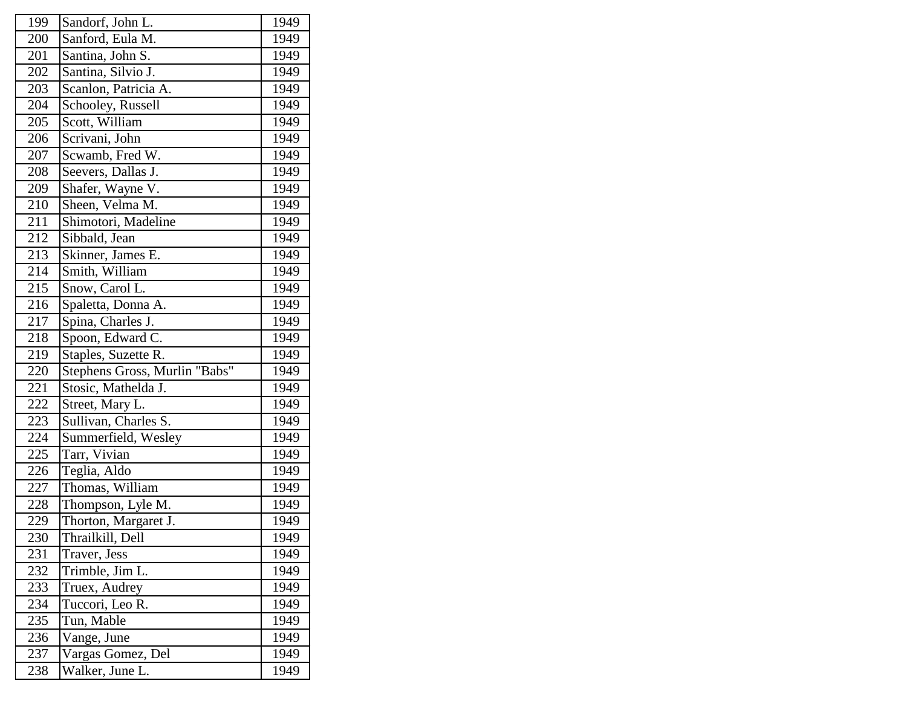| 199 | Sandorf, John L. | 1949 |
|---|---|---|
| 200 | Sanford, Eula M. | 1949 |
| 201 | Santina, John S. | 1949 |
| 202 | Santina, Silvio J. | 1949 |
| 203 | Scanlon, Patricia A. | 1949 |
| 204 | Schooley, Russell | 1949 |
| 205 | Scott, William | 1949 |
| 206 | Scrivani, John | 1949 |
| 207 | Scwamb, Fred W. | 1949 |
| 208 | Seevers, Dallas J. | 1949 |
| 209 | Shafer, Wayne V. | 1949 |
| 210 | Sheen, Velma M. | 1949 |
| 211 | Shimotori, Madeline | 1949 |
| 212 | Sibbald, Jean | 1949 |
| 213 | Skinner, James E. | 1949 |
| 214 | Smith, William | 1949 |
| 215 | Snow, Carol L. | 1949 |
| 216 | Spaletta, Donna A. | 1949 |
| 217 | Spina, Charles J. | 1949 |
| 218 | Spoon, Edward C. | 1949 |
| 219 | Staples, Suzette R. | 1949 |
| 220 | Stephens Gross, Murlin "Babs" | 1949 |
| 221 | Stosic, Mathelda J. | 1949 |
| 222 | Street, Mary L. | 1949 |
| 223 | Sullivan, Charles S. | 1949 |
| 224 | Summerfield, Wesley | 1949 |
| 225 | Tarr, Vivian | 1949 |
| 226 | Teglia, Aldo | 1949 |
| 227 | Thomas, William | 1949 |
| 228 | Thompson, Lyle M. | 1949 |
| 229 | Thorton, Margaret J. | 1949 |
| 230 | Thrailkill, Dell | 1949 |
| 231 | Traver, Jess | 1949 |
| 232 | Trimble, Jim L. | 1949 |
| 233 | Truex, Audrey | 1949 |
| 234 | Tuccori, Leo R. | 1949 |
| 235 | Tun, Mable | 1949 |
| 236 | Vange, June | 1949 |
| 237 | Vargas Gomez, Del | 1949 |
| 238 | Walker, June L. | 1949 |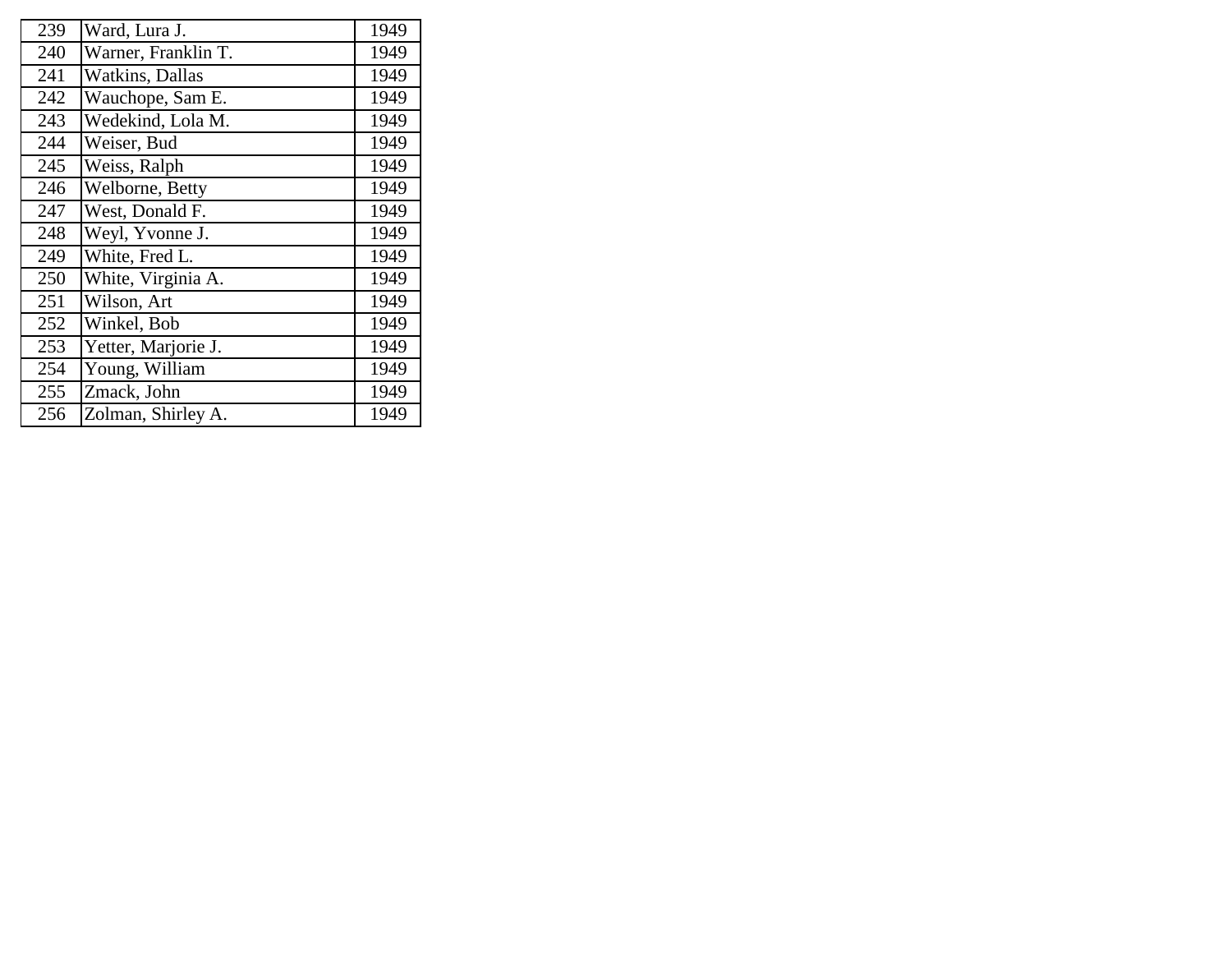| | | |
|---|---|---|
| 239 | Ward, Lura J. | 1949 |
| 240 | Warner, Franklin T. | 1949 |
| 241 | Watkins, Dallas | 1949 |
| 242 | Wauchope, Sam E. | 1949 |
| 243 | Wedekind, Lola M. | 1949 |
| 244 | Weiser, Bud | 1949 |
| 245 | Weiss, Ralph | 1949 |
| 246 | Welborne, Betty | 1949 |
| 247 | West, Donald F. | 1949 |
| 248 | Weyl, Yvonne J. | 1949 |
| 249 | White, Fred L. | 1949 |
| 250 | White, Virginia A. | 1949 |
| 251 | Wilson, Art | 1949 |
| 252 | Winkel, Bob | 1949 |
| 253 | Yetter, Marjorie J. | 1949 |
| 254 | Young, William | 1949 |
| 255 | Zmack, John | 1949 |
| 256 | Zolman, Shirley A. | 1949 |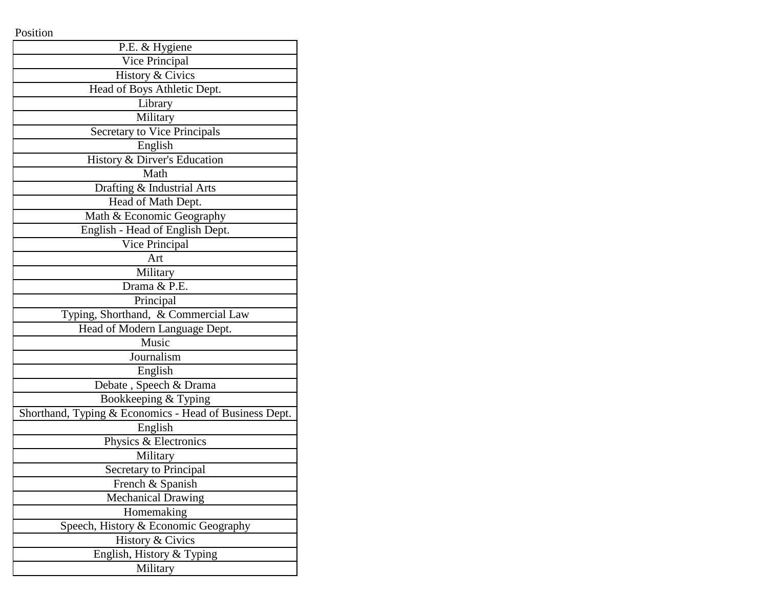| Position |
|---|
| P.E. & Hygiene |
| Vice Principal |
| History & Civics |
| Head of Boys Athletic Dept. |
| Library |
| Military |
| Secretary to Vice Principals |
| English |
| History & Dirver's Education |
| Math |
| Drafting & Industrial Arts |
| Head of Math Dept. |
| Math & Economic Geography |
| English - Head of English Dept. |
| Vice Principal |
| Art |
| Military |
| Drama & P.E. |
| Principal |
| Typing, Shorthand,  & Commercial Law |
| Head of Modern Language Dept. |
| Music |
| Journalism |
| English |
| Debate , Speech & Drama |
| Bookkeeping & Typing |
| Shorthand, Typing & Economics - Head of Business Dept. |
| English |
| Physics & Electronics |
| Military |
| Secretary to Principal |
| French & Spanish |
| Mechanical Drawing |
| Homemaking |
| Speech, History & Economic Geography |
| History & Civics |
| English, History & Typing |
| Military |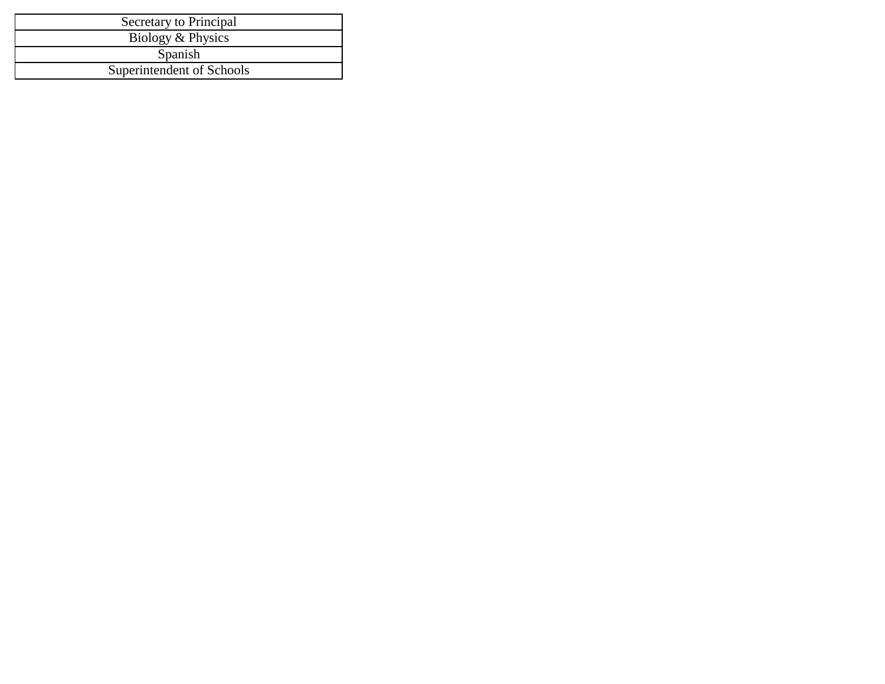| |
|---|
| Secretary to Principal |
| Biology & Physics |
| Spanish |
| Superintendent of Schools |